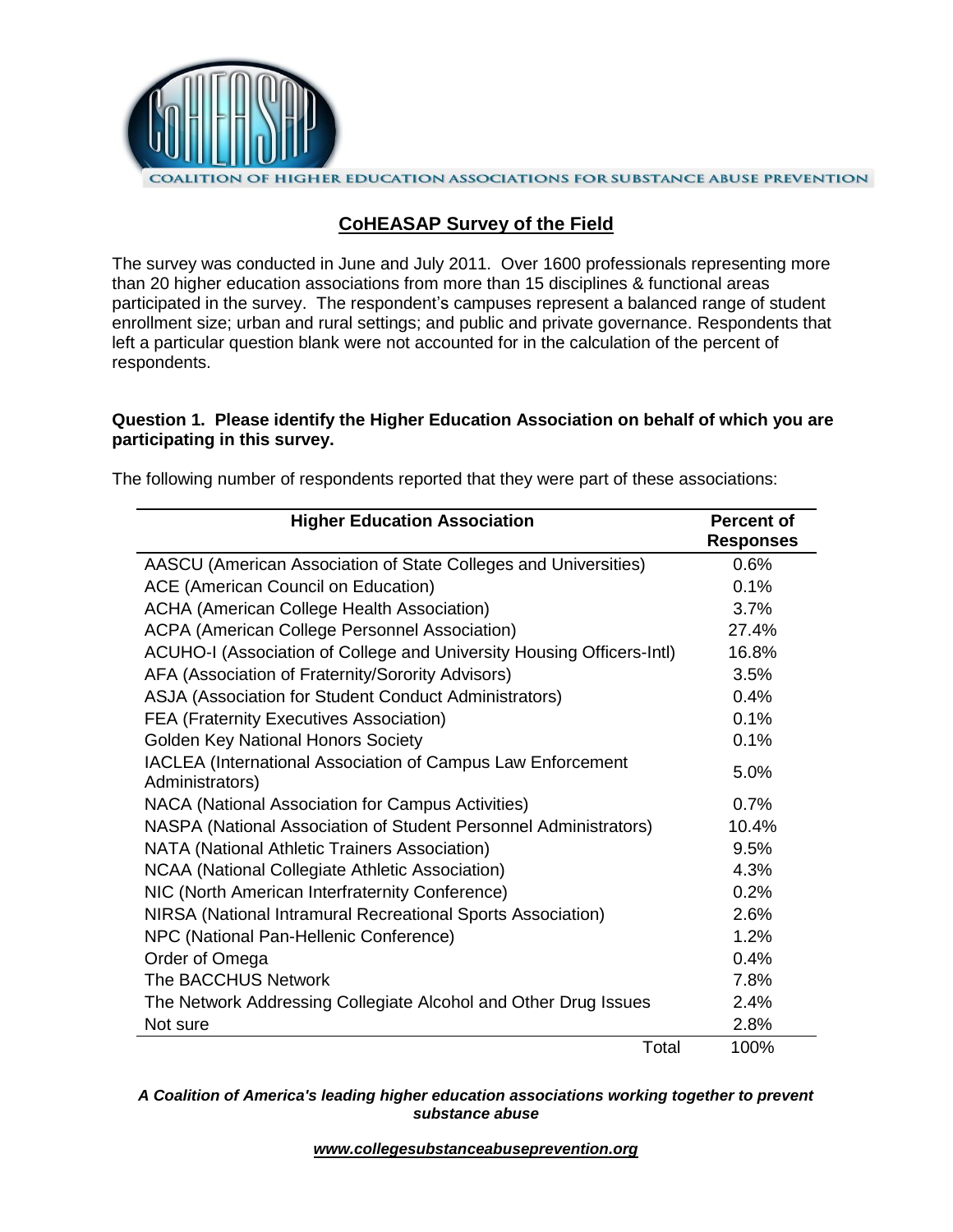COALITION OF HIGHER EDUCATION ASSOCIATIONS FOR SUBSTANCE ABUSE PREVENTION

## CoHEASAP Survey of the Field

The survey was conducted in June and July 2011. Over 1600 professionals representing more than 20 higher education associations from more than 15 disciplines & functional areas participated in the survey. The respondent's campuses represent a balanced range of student enrollment size; urban and rural settings; and public and private governance. Respondents that left a particular question blank were not accounted for in the calculation of the percent of respondents.

**Question 1. Please identify the Higher Education Association on behalf of which you are participating in this survey.**

The following number of respondents reported that they were part of these associations:

| Higher Education Association | Percent of Responses |
|---|---|
| AASCU (American Association of State Colleges and Universities) | 0.6% |
| ACE (American Council on Education) | 0.1% |
| ACHA (American College Health Association) | 3.7% |
| ACPA (American College Personnel Association) | 27.4% |
| ACUHO-I (Association of College and University Housing Officers-Intl) | 16.8% |
| AFA (Association of Fraternity/Sorority Advisors) | 3.5% |
| ASJA (Association for Student Conduct Administrators) | 0.4% |
| FEA (Fraternity Executives Association) | 0.1% |
| Golden Key National Honors Society | 0.1% |
| IACLEA (International Association of Campus Law Enforcement Administrators) | 5.0% |
| NACA (National Association for Campus Activities) | 0.7% |
| NASPA (National Association of Student Personnel Administrators) | 10.4% |
| NATA (National Athletic Trainers Association) | 9.5% |
| NCAA (National Collegiate Athletic Association) | 4.3% |
| NIC (North American Interfraternity Conference) | 0.2% |
| NIRSA (National Intramural Recreational Sports Association) | 2.6% |
| NPC (National Pan-Hellenic Conference) | 1.2% |
| Order of Omega | 0.4% |
| The BACCHUS Network | 7.8% |
| The Network Addressing Collegiate Alcohol and Other Drug Issues | 2.4% |
| Not sure | 2.8% |
| Total | 100% |

***A Coalition of America's leading higher education associations working together to prevent substance abuse***

***www.collegesubstanceabuseprevention.org***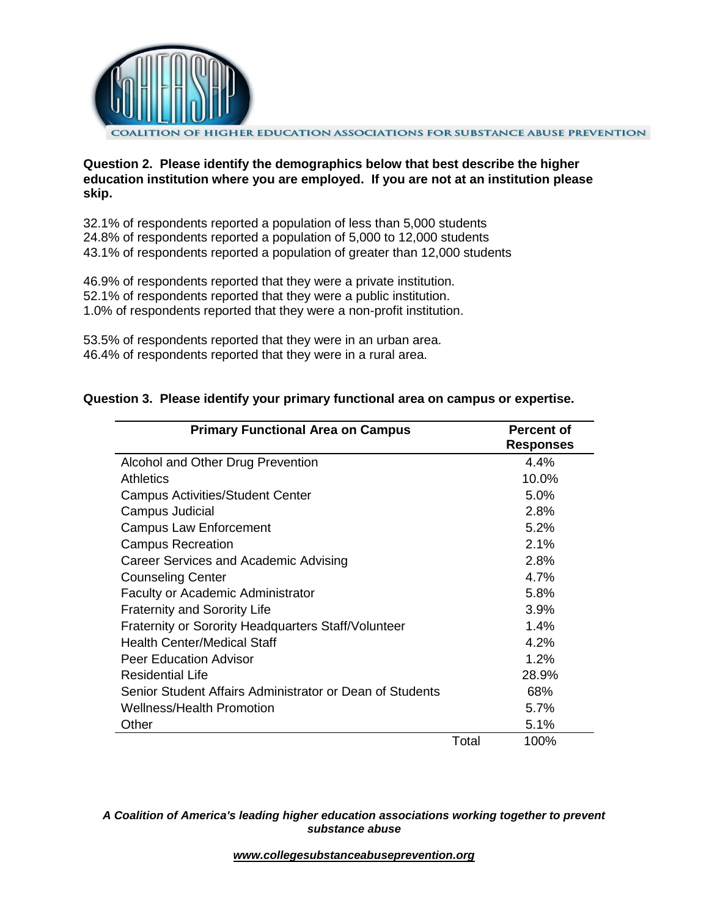COALITION OF HIGHER EDUCATION ASSOCIATIONS FOR SUBSTANCE ABUSE PREVENTION

**Question 2. Please identify the demographics below that best describe the higher education institution where you are employed. If you are not at an institution please skip.**

32.1% of respondents reported a population of less than 5,000 students
24.8% of respondents reported a population of 5,000 to 12,000 students
43.1% of respondents reported a population of greater than 12,000 students

46.9% of respondents reported that they were a private institution.
52.1% of respondents reported that they were a public institution.
1.0% of respondents reported that they were a non-profit institution.

53.5% of respondents reported that they were in an urban area.
46.4% of respondents reported that they were in a rural area.

**Question 3. Please identify your primary functional area on campus or expertise.**

| Primary Functional Area on Campus | Percent of Responses |
|---|---|
| Alcohol and Other Drug Prevention | 4.4% |
| Athletics | 10.0% |
| Campus Activities/Student Center | 5.0% |
| Campus Judicial | 2.8% |
| Campus Law Enforcement | 5.2% |
| Campus Recreation | 2.1% |
| Career Services and Academic Advising | 2.8% |
| Counseling Center | 4.7% |
| Faculty or Academic Administrator | 5.8% |
| Fraternity and Sorority Life | 3.9% |
| Fraternity or Sorority Headquarters Staff/Volunteer | 1.4% |
| Health Center/Medical Staff | 4.2% |
| Peer Education Advisor | 1.2% |
| Residential Life | 28.9% |
| Senior Student Affairs Administrator or Dean of Students | 68% |
| Wellness/Health Promotion | 5.7% |
| Other | 5.1% |
| Total | 100% |

***A Coalition of America's leading higher education associations working together to prevent substance abuse***

***www.collegesubstanceabuseprevention.org***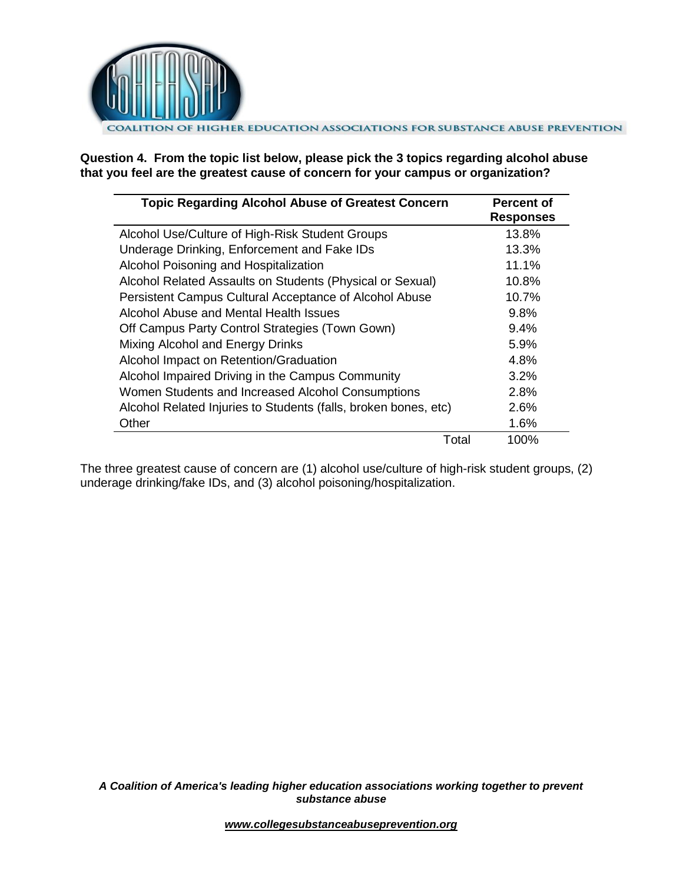**Question 4. From the topic list below, please pick the 3 topics regarding alcohol abuse that you feel are the greatest cause of concern for your campus or organization?**

| Topic Regarding Alcohol Abuse of Greatest Concern | Percent of Responses |
|---|---|
| Alcohol Use/Culture of High-Risk Student Groups | 13.8% |
| Underage Drinking, Enforcement and Fake IDs | 13.3% |
| Alcohol Poisoning and Hospitalization | 11.1% |
| Alcohol Related Assaults on Students (Physical or Sexual) | 10.8% |
| Persistent Campus Cultural Acceptance of Alcohol Abuse | 10.7% |
| Alcohol Abuse and Mental Health Issues | 9.8% |
| Off Campus Party Control Strategies (Town Gown) | 9.4% |
| Mixing Alcohol and Energy Drinks | 5.9% |
| Alcohol Impact on Retention/Graduation | 4.8% |
| Alcohol Impaired Driving in the Campus Community | 3.2% |
| Women Students and Increased Alcohol Consumptions | 2.8% |
| Alcohol Related Injuries to Students (falls, broken bones, etc) | 2.6% |
| Other | 1.6% |
| Total | 100% |

The three greatest cause of concern are (1) alcohol use/culture of high-risk student groups, (2) underage drinking/fake IDs, and (3) alcohol poisoning/hospitalization.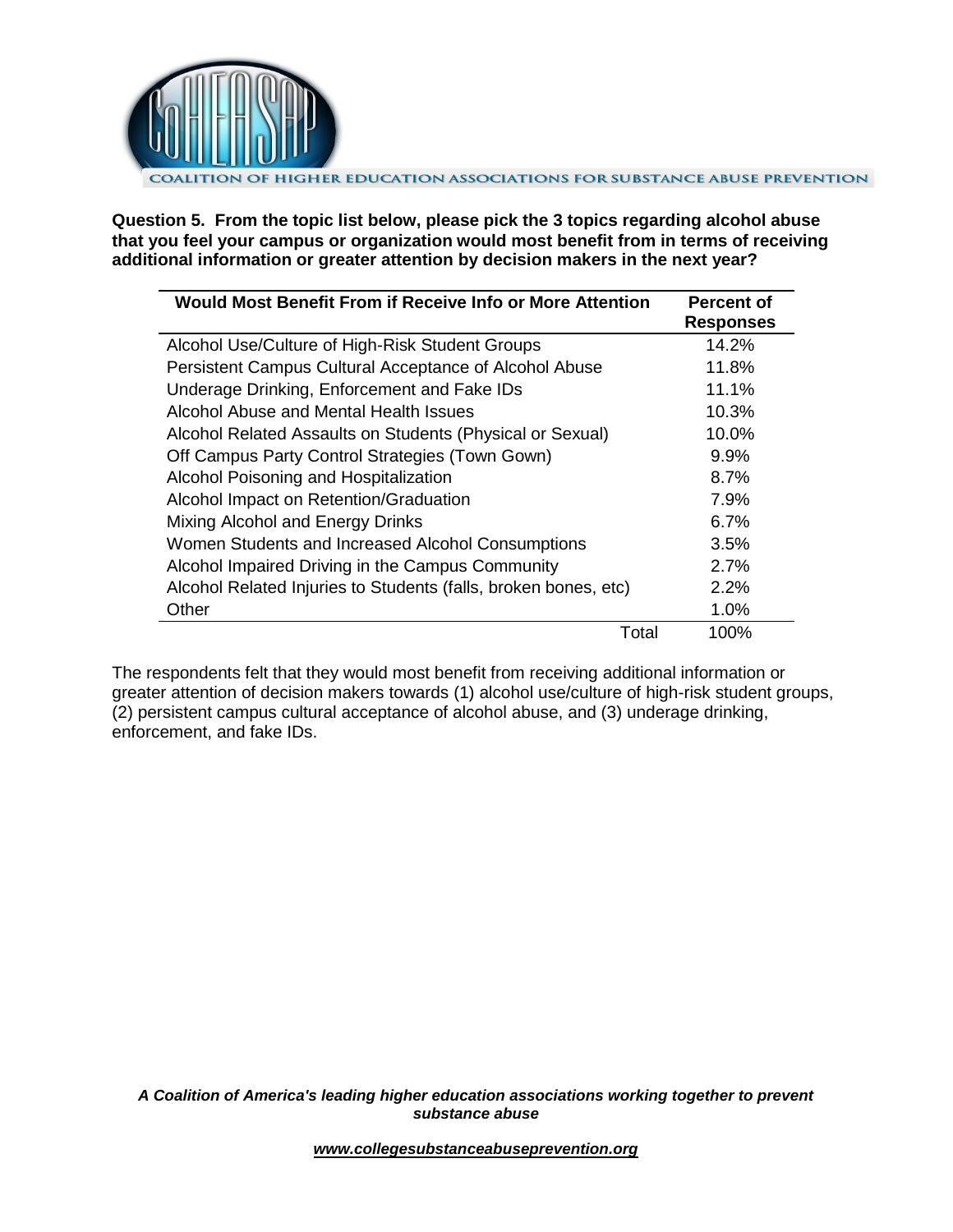**Question 5. From the topic list below, please pick the 3 topics regarding alcohol abuse that you feel your campus or organization would most benefit from in terms of receiving additional information or greater attention by decision makers in the next year?**

| Would Most Benefit From if Receive Info or More Attention | Percent of Responses |
|---|---|
| Alcohol Use/Culture of High-Risk Student Groups | 14.2% |
| Persistent Campus Cultural Acceptance of Alcohol Abuse | 11.8% |
| Underage Drinking, Enforcement and Fake IDs | 11.1% |
| Alcohol Abuse and Mental Health Issues | 10.3% |
| Alcohol Related Assaults on Students (Physical or Sexual) | 10.0% |
| Off Campus Party Control Strategies (Town Gown) | 9.9% |
| Alcohol Poisoning and Hospitalization | 8.7% |
| Alcohol Impact on Retention/Graduation | 7.9% |
| Mixing Alcohol and Energy Drinks | 6.7% |
| Women Students and Increased Alcohol Consumptions | 3.5% |
| Alcohol Impaired Driving in the Campus Community | 2.7% |
| Alcohol Related Injuries to Students (falls, broken bones, etc) | 2.2% |
| Other | 1.0% |
| Total | 100% |

The respondents felt that they would most benefit from receiving additional information or greater attention of decision makers towards (1) alcohol use/culture of high-risk student groups, (2) persistent campus cultural acceptance of alcohol abuse, and (3) underage drinking, enforcement, and fake IDs.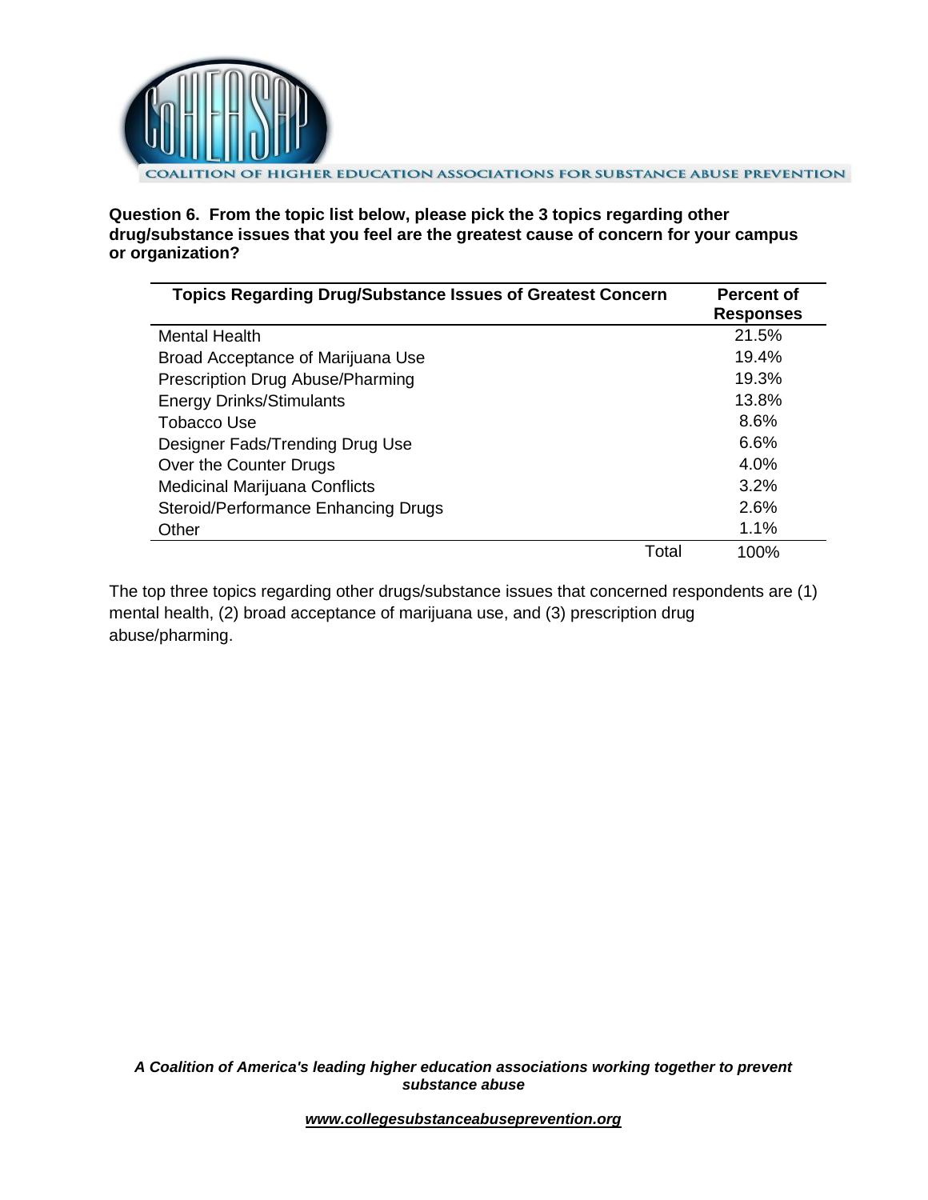**Question 6. From the topic list below, please pick the 3 topics regarding other drug/substance issues that you feel are the greatest cause of concern for your campus or organization?**

| Topics Regarding Drug/Substance Issues of Greatest Concern | Percent of Responses |
|---|---|
| Mental Health | 21.5% |
| Broad Acceptance of Marijuana Use | 19.4% |
| Prescription Drug Abuse/Pharming | 19.3% |
| Energy Drinks/Stimulants | 13.8% |
| Tobacco Use | 8.6% |
| Designer Fads/Trending Drug Use | 6.6% |
| Over the Counter Drugs | 4.0% |
| Medicinal Marijuana Conflicts | 3.2% |
| Steroid/Performance Enhancing Drugs | 2.6% |
| Other | 1.1% |
| Total | 100% |

The top three topics regarding other drugs/substance issues that concerned respondents are (1) mental health, (2) broad acceptance of marijuana use, and (3) prescription drug abuse/pharming.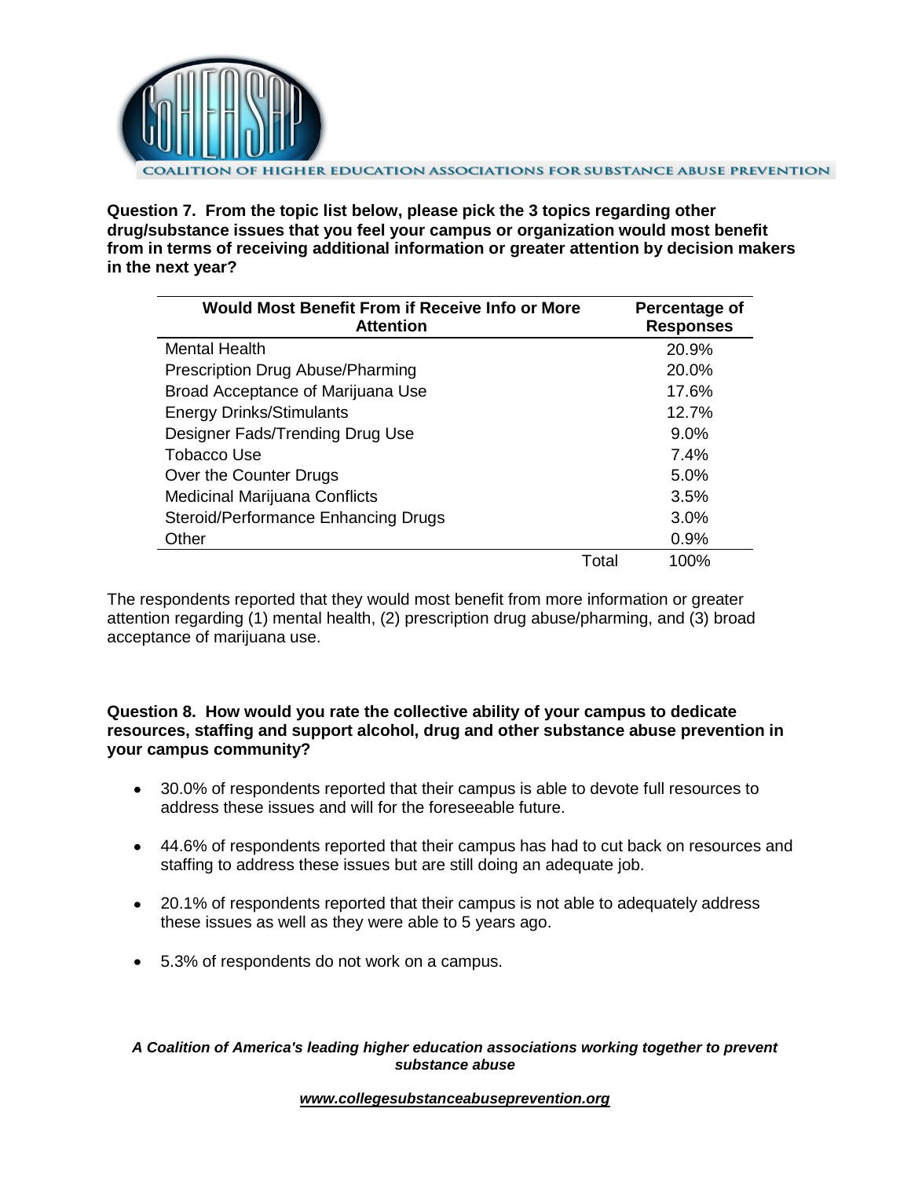**Question 7. From the topic list below, please pick the 3 topics regarding other drug/substance issues that you feel your campus or organization would most benefit from in terms of receiving additional information or greater attention by decision makers in the next year?**

| Would Most Benefit From if Receive Info or More Attention | Percentage of Responses |
|---|---|
| Mental Health | 20.9% |
| Prescription Drug Abuse/Pharming | 20.0% |
| Broad Acceptance of Marijuana Use | 17.6% |
| Energy Drinks/Stimulants | 12.7% |
| Designer Fads/Trending Drug Use | 9.0% |
| Tobacco Use | 7.4% |
| Over the Counter Drugs | 5.0% |
| Medicinal Marijuana Conflicts | 3.5% |
| Steroid/Performance Enhancing Drugs | 3.0% |
| Other | 0.9% |
| Total | 100% |

The respondents reported that they would most benefit from more information or greater attention regarding (1) mental health, (2) prescription drug abuse/pharming, and (3) broad acceptance of marijuana use.

**Question 8. How would you rate the collective ability of your campus to dedicate resources, staffing and support alcohol, drug and other substance abuse prevention in your campus community?**

- 30.0% of respondents reported that their campus is able to devote full resources to address these issues and will for the foreseeable future.
- 44.6% of respondents reported that their campus has had to cut back on resources and staffing to address these issues but are still doing an adequate job.
- 20.1% of respondents reported that their campus is not able to adequately address these issues as well as they were able to 5 years ago.
- 5.3% of respondents do not work on a campus.